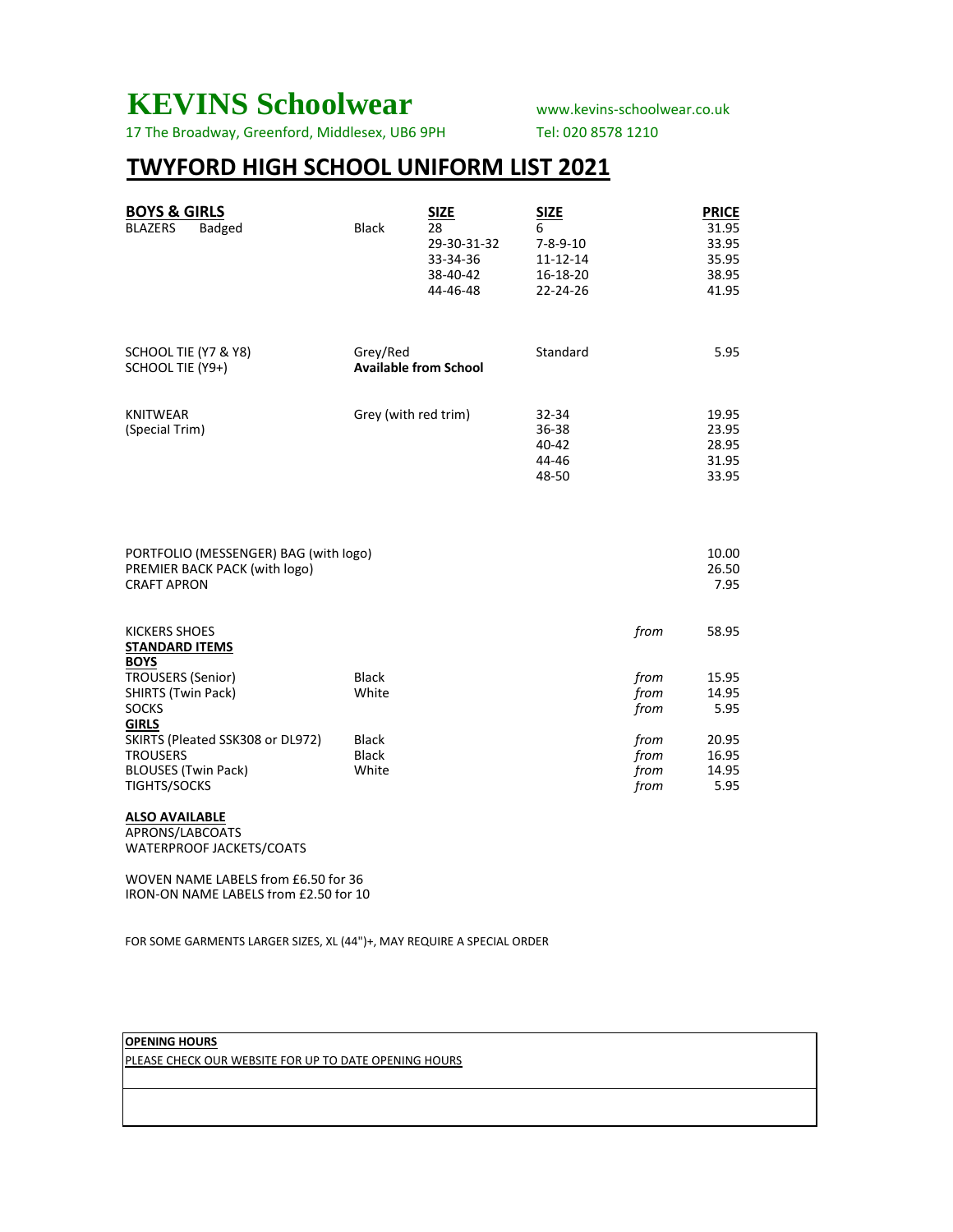# KEVINS Schoolwear

www.kevins-schoolwear.co.uk

17 The Broadway, Greenford, Middlesex, UB6 9PH

Tel: 020 8578 1210

## TWYFORD HIGH SCHOOL UNIFORM LIST 2021

| BOYS & GIRLS | | SIZE | SIZE | | PRICE |
|---|---|---|---|---|---|
| BLAZERS Badged | Black | 28 | 6 | | 31.95 |
| | | 29-30-31-32 | 7-8-9-10 | | 33.95 |
| | | 33-34-36 | 11-12-14 | | 35.95 |
| | | 38-40-42 | 16-18-20 | | 38.95 |
| | | 44-46-48 | 22-24-26 | | 41.95 |
| SCHOOL TIE (Y7 & Y8) | Grey/Red | | Standard | | 5.95 |
| SCHOOL TIE (Y9+) | **Available from School** | | | | |
| KNITWEAR (Special Trim) | Grey (with red trim) | | 32-34 | | 19.95 |
| | | | 36-38 | | 23.95 |
| | | | 40-42 | | 28.95 |
| | | | 44-46 | | 31.95 |
| | | | 48-50 | | 33.95 |
| PORTFOLIO (MESSENGER) BAG (with logo) | | | | | 10.00 |
| PREMIER BACK PACK (with logo) | | | | | 26.50 |
| CRAFT APRON | | | | | 7.95 |
| KICKERS SHOES | | | | *from* | 58.95 |
| **STANDARD ITEMS** | | | | | |
| **BOYS** | | | | | |
| TROUSERS (Senior) | Black | | | *from* | 15.95 |
| SHIRTS (Twin Pack) | White | | | *from* | 14.95 |
| SOCKS | | | | *from* | 5.95 |
| **GIRLS** | | | | | |
| SKIRTS (Pleated SSK308 or DL972) | Black | | | *from* | 20.95 |
| TROUSERS | Black | | | *from* | 16.95 |
| BLOUSES (Twin Pack) | White | | | *from* | 14.95 |
| TIGHTS/SOCKS | | | | *from* | 5.95 |

**ALSO AVAILABLE**

APRONS/LABCOATS
WATERPROOF JACKETS/COATS

WOVEN NAME LABELS from £6.50 for 36
IRON-ON NAME LABELS from £2.50 for 10

FOR SOME GARMENTS LARGER SIZES, XL (44")+, MAY REQUIRE A SPECIAL ORDER

**OPENING HOURS**

PLEASE CHECK OUR WEBSITE FOR UP TO DATE OPENING HOURS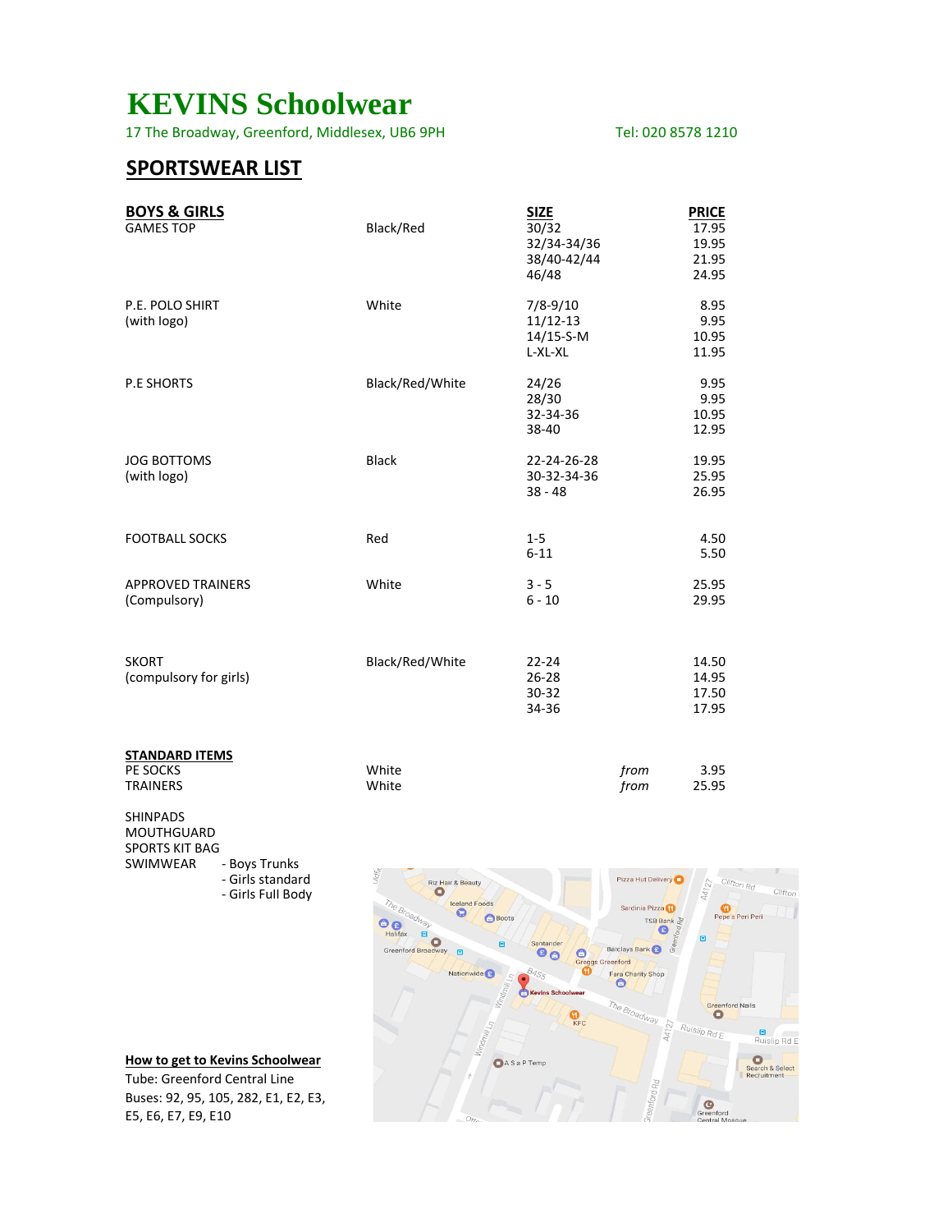# KEVINS Schoolwear

17 The Broadway, Greenford, Middlesex, UB6 9PH    Tel: 020 8578 1210

## SPORTSWEAR LIST

| BOYS & GIRLS | | SIZE | | PRICE |
|---|---|---|---|---|
| GAMES TOP | Black/Red | 30/32 | | 17.95 |
| | | 32/34-34/36 | | 19.95 |
| | | 38/40-42/44 | | 21.95 |
| | | 46/48 | | 24.95 |
| P.E. POLO SHIRT (with logo) | White | 7/8-9/10 | | 8.95 |
| | | 11/12-13 | | 9.95 |
| | | 14/15-S-M | | 10.95 |
| | | L-XL-XL | | 11.95 |
| P.E SHORTS | Black/Red/White | 24/26 | | 9.95 |
| | | 28/30 | | 9.95 |
| | | 32-34-36 | | 10.95 |
| | | 38-40 | | 12.95 |
| JOG BOTTOMS (with logo) | Black | 22-24-26-28 | | 19.95 |
| | | 30-32-34-36 | | 25.95 |
| | | 38 - 48 | | 26.95 |
| FOOTBALL SOCKS | Red | 1-5 | | 4.50 |
| | | 6-11 | | 5.50 |
| APPROVED TRAINERS (Compulsory) | White | 3 - 5 | | 25.95 |
| | | 6 - 10 | | 29.95 |
| SKORT (compulsory for girls) | Black/Red/White | 22-24 | | 14.50 |
| | | 26-28 | | 14.95 |
| | | 30-32 | | 17.50 |
| | | 34-36 | | 17.95 |
| **STANDARD ITEMS** | | | | |
| PE SOCKS | White | | *from* | 3.95 |
| TRAINERS | White | | *from* | 25.95 |

SHINPADS
MOUTHGUARD
SPORTS KIT BAG
SWIMWEAR
- Boys Trunks
- Girls standard
- Girls Full Body

**How to get to Kevins Schoolwear**

Tube: Greenford Central Line

Buses: 92, 95, 105, 282, E1, E2, E3, E5, E6, E7, E9, E10